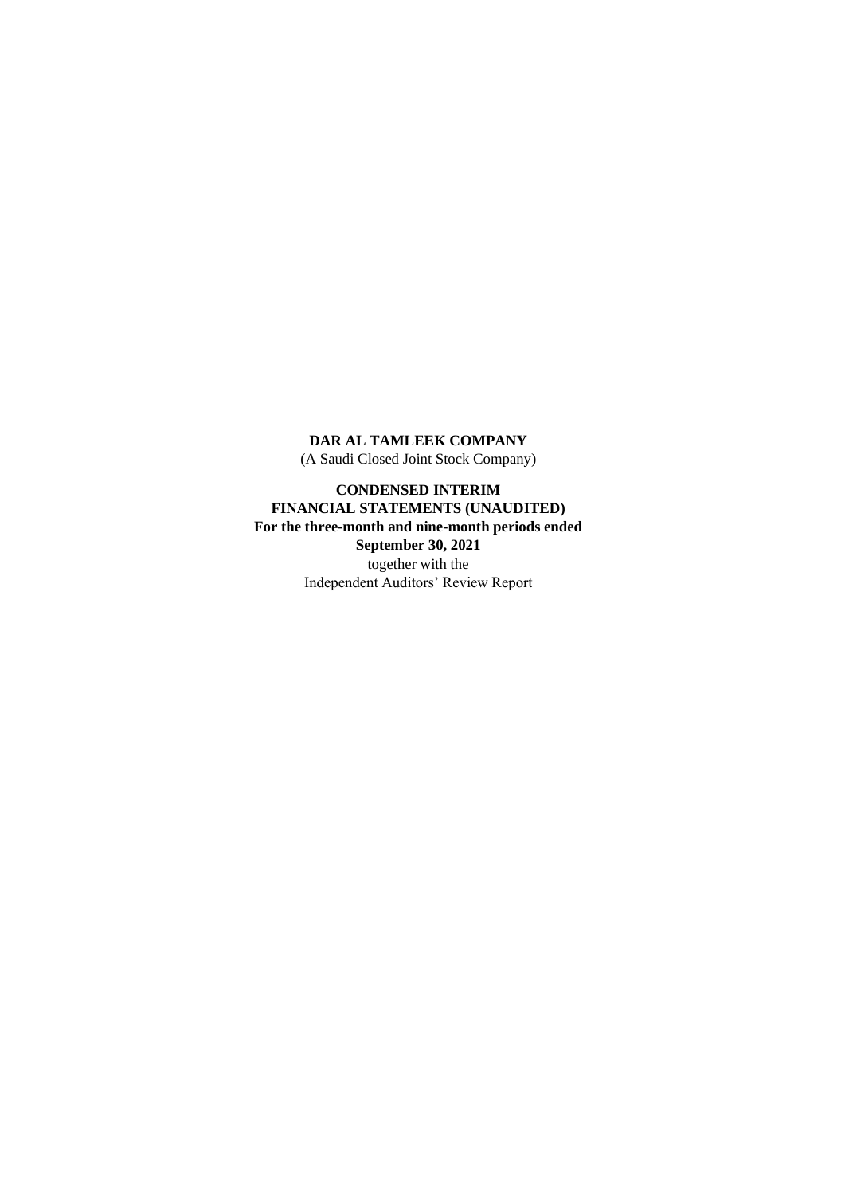**DAR AL TAMLEEK COMPANY**
(A Saudi Closed Joint Stock Company)

**CONDENSED INTERIM**
**FINANCIAL STATEMENTS (UNAUDITED)**
**For the three-month and nine-month periods ended**
**September 30, 2021**
together with the
Independent Auditors' Review Report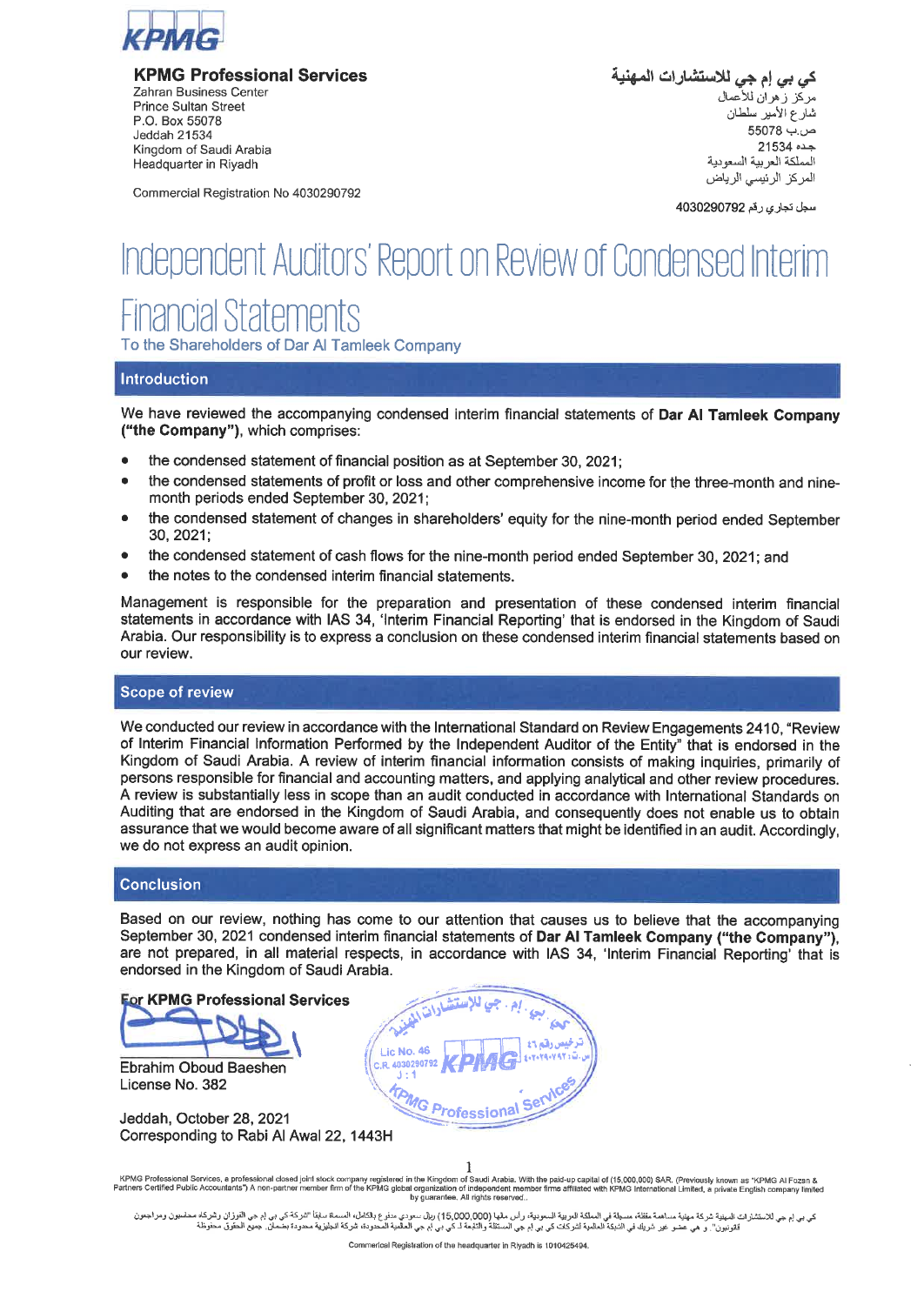**KPMG Professional Services**
Zahran Business Center
Prince Sultan Street
P.O. Box 55078
Jeddah 21534
Kingdom of Saudi Arabia
Headquarter in Riyadh

Commercial Registration No 4030290792

**كي بي إم جي للاستشارات المهنية**
مركز زهران للأعمال
شارع الأمير سلطان
ص.ب 55078
جده 21534
المملكة العربية السعودية
المركز الرئيسي الرياض

سجل تجاري رقم 4030290792

# Independent Auditors' Report on Review of Condensed Interim Financial Statements

To the Shareholders of Dar Al Tamleek Company

## Introduction

We have reviewed the accompanying condensed interim financial statements of **Dar Al Tamleek Company ("the Company")**, which comprises:

- the condensed statement of financial position as at September 30, 2021;
- the condensed statements of profit or loss and other comprehensive income for the three-month and nine-month periods ended September 30, 2021;
- the condensed statement of changes in shareholders' equity for the nine-month period ended September 30, 2021;
- the condensed statement of cash flows for the nine-month period ended September 30, 2021; and
- the notes to the condensed interim financial statements.

Management is responsible for the preparation and presentation of these condensed interim financial statements in accordance with IAS 34, 'Interim Financial Reporting' that is endorsed in the Kingdom of Saudi Arabia. Our responsibility is to express a conclusion on these condensed interim financial statements based on our review.

## Scope of review

We conducted our review in accordance with the International Standard on Review Engagements 2410, "Review of Interim Financial Information Performed by the Independent Auditor of the Entity" that is endorsed in the Kingdom of Saudi Arabia. A review of interim financial information consists of making inquiries, primarily of persons responsible for financial and accounting matters, and applying analytical and other review procedures. A review is substantially less in scope than an audit conducted in accordance with International Standards on Auditing that are endorsed in the Kingdom of Saudi Arabia, and consequently does not enable us to obtain assurance that we would become aware of all significant matters that might be identified in an audit. Accordingly, we do not express an audit opinion.

## Conclusion

Based on our review, nothing has come to our attention that causes us to believe that the accompanying September 30, 2021 condensed interim financial statements of **Dar Al Tamleek Company ("the Company")**, are not prepared, in all material respects, in accordance with IAS 34, 'Interim Financial Reporting' that is endorsed in the Kingdom of Saudi Arabia.

**For KPMG Professional Services**

Ebrahim Oboud Baeshen
License No. 382

Jeddah, October 28, 2021
Corresponding to Rabi Al Awal 22, 1443H

KPMG Professional Services, a professional closed joint stock company registered in the Kingdom of Saudi Arabia. With the paid-up capital of (15,000,000) SAR. (Previously known as "KPMG Al Fozan & Partners Certified Public Accountants") A non-partner member firm of the KPMG global organization of independent member firms affiliated with KPMG International Limited, a private English company limited by guarantee. All rights reserved.

كي بي إم جي للاستشارات المهنية شركة مهنية مساهمة مقفلة، مسجلة في المملكة العربية السعودية، رأس مالها (15,000,000) ريال سعودي مدفوع بالكامل، المسماة سابقاً "شركة كي بي إم جي الفوزان وشركاه محاسبون ومراجعون قانونيون". و هي عضو غير شريك في الشبكة العالمية لشركات كي بي إم جي المستقلة والتابعة لـ كي بي إم جي العالمية المحدودة، شركة انجليزية محدودة بضمان. جميع الحقوق محفوظة.

Commerical Registration of the headquarter in Riyadh is 1010425494.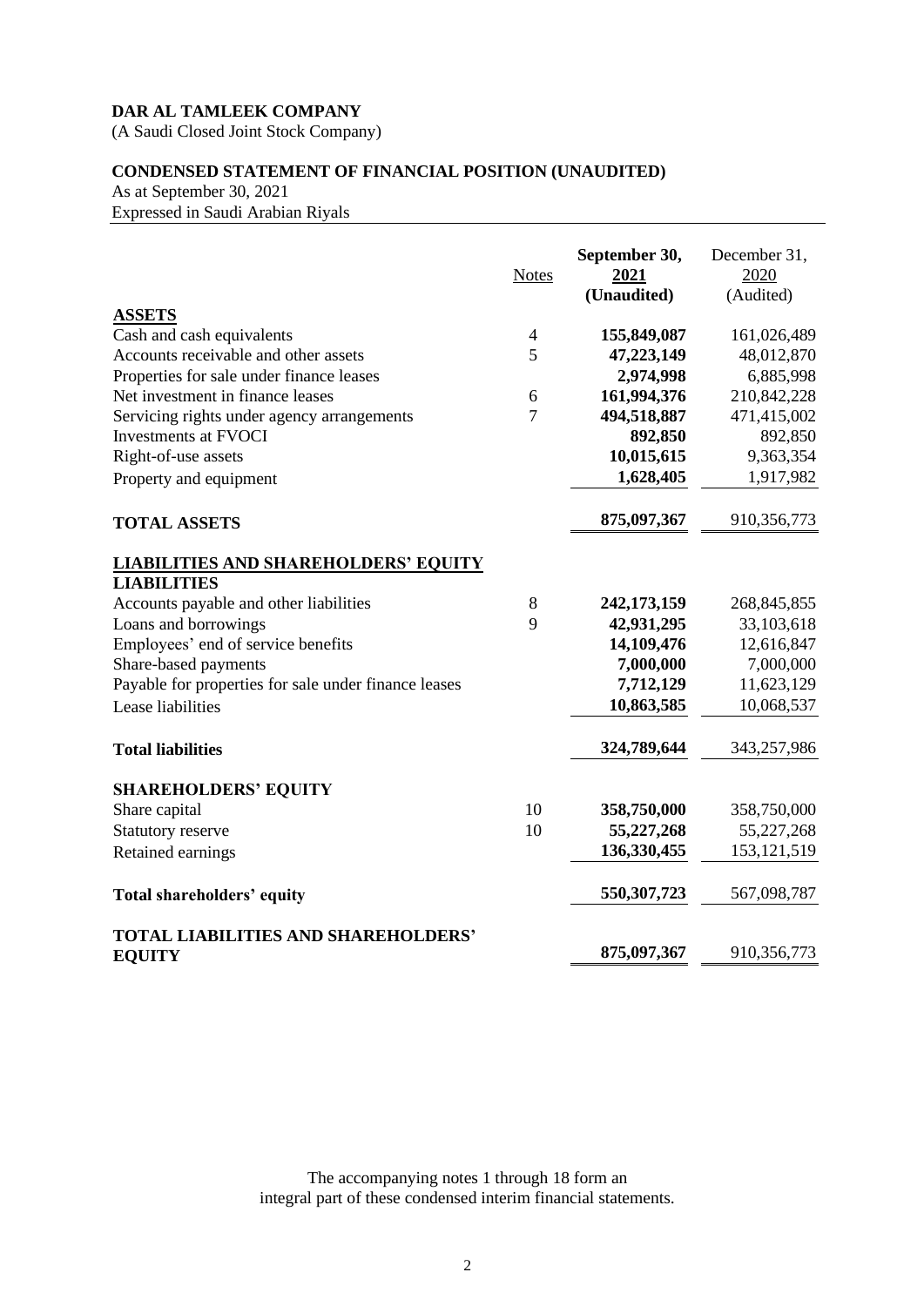**DAR AL TAMLEEK COMPANY**

(A Saudi Closed Joint Stock Company)

**CONDENSED STATEMENT OF FINANCIAL POSITION (UNAUDITED)**

As at September 30, 2021

Expressed in Saudi Arabian Riyals

| | Notes | **September 30, 2021 (Unaudited)** | December 31, 2020 (Audited) |
|---|---|---|---|
| **ASSETS** | | | |
| Cash and cash equivalents | 4 | **155,849,087** | 161,026,489 |
| Accounts receivable and other assets | 5 | **47,223,149** | 48,012,870 |
| Properties for sale under finance leases | | **2,974,998** | 6,885,998 |
| Net investment in finance leases | 6 | **161,994,376** | 210,842,228 |
| Servicing rights under agency arrangements | 7 | **494,518,887** | 471,415,002 |
| Investments at FVOCI | | **892,850** | 892,850 |
| Right-of-use assets | | **10,015,615** | 9,363,354 |
| Property and equipment | | **1,628,405** | 1,917,982 |
| **TOTAL ASSETS** | | **875,097,367** | 910,356,773 |
| **LIABILITIES AND SHAREHOLDERS' EQUITY** | | | |
| **LIABILITIES** | | | |
| Accounts payable and other liabilities | 8 | **242,173,159** | 268,845,855 |
| Loans and borrowings | 9 | **42,931,295** | 33,103,618 |
| Employees' end of service benefits | | **14,109,476** | 12,616,847 |
| Share-based payments | | **7,000,000** | 7,000,000 |
| Payable for properties for sale under finance leases | | **7,712,129** | 11,623,129 |
| Lease liabilities | | **10,863,585** | 10,068,537 |
| **Total liabilities** | | **324,789,644** | 343,257,986 |
| **SHAREHOLDERS' EQUITY** | | | |
| Share capital | 10 | **358,750,000** | 358,750,000 |
| Statutory reserve | 10 | **55,227,268** | 55,227,268 |
| Retained earnings | | **136,330,455** | 153,121,519 |
| **Total shareholders' equity** | | **550,307,723** | 567,098,787 |
| **TOTAL LIABILITIES AND SHAREHOLDERS' EQUITY** | | **875,097,367** | 910,356,773 |

The accompanying notes 1 through 18 form an integral part of these condensed interim financial statements.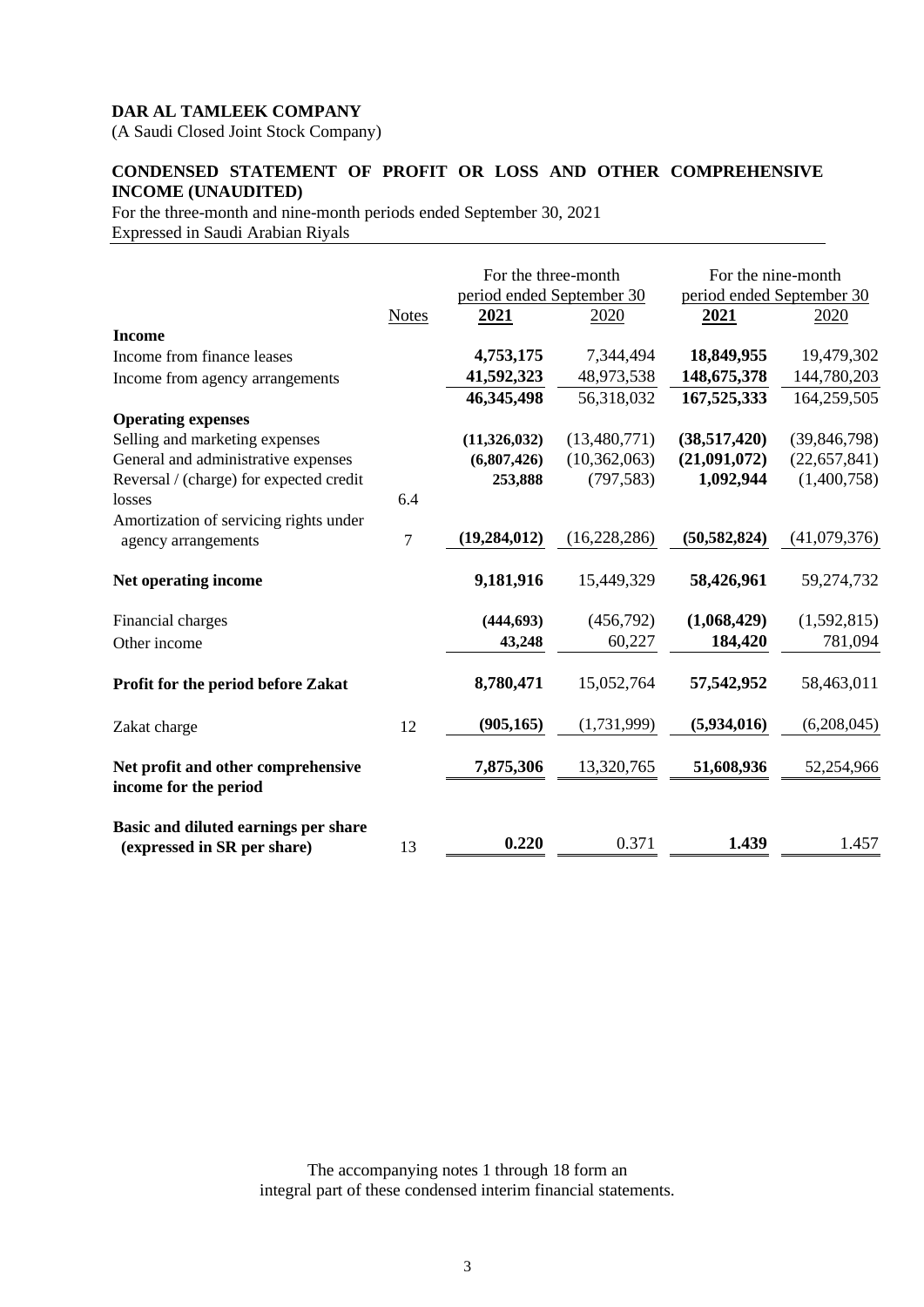**DAR AL TAMLEEK COMPANY**

(A Saudi Closed Joint Stock Company)

**CONDENSED STATEMENT OF PROFIT OR LOSS AND OTHER COMPREHENSIVE INCOME (UNAUDITED)**

For the three-month and nine-month periods ended September 30, 2021

Expressed in Saudi Arabian Riyals

| | Notes | For the three-month period ended September 30 2021 | 2020 | For the nine-month period ended September 30 2021 | 2020 |
|---|---|---|---|---|---|
| **Income** | | | | | |
| Income from finance leases | | **4,753,175** | 7,344,494 | **18,849,955** | 19,479,302 |
| Income from agency arrangements | | **41,592,323** | 48,973,538 | **148,675,378** | 144,780,203 |
| | | **46,345,498** | 56,318,032 | **167,525,333** | 164,259,505 |
| **Operating expenses** | | | | | |
| Selling and marketing expenses | | **(11,326,032)** | (13,480,771) | **(38,517,420)** | (39,846,798) |
| General and administrative expenses | | **(6,807,426)** | (10,362,063) | **(21,091,072)** | (22,657,841) |
| Reversal / (charge) for expected credit losses | 6.4 | **253,888** | (797,583) | **1,092,944** | (1,400,758) |
| Amortization of servicing rights under agency arrangements | 7 | **(19,284,012)** | (16,228,286) | **(50,582,824)** | (41,079,376) |
| **Net operating income** | | **9,181,916** | 15,449,329 | **58,426,961** | 59,274,732 |
| Financial charges | | **(444,693)** | (456,792) | **(1,068,429)** | (1,592,815) |
| Other income | | **43,248** | 60,227 | **184,420** | 781,094 |
| **Profit for the period before Zakat** | | **8,780,471** | 15,052,764 | **57,542,952** | 58,463,011 |
| Zakat charge | 12 | **(905,165)** | (1,731,999) | **(5,934,016)** | (6,208,045) |
| **Net profit and other comprehensive income for the period** | | **7,875,306** | 13,320,765 | **51,608,936** | 52,254,966 |
| **Basic and diluted earnings per share (expressed in SR per share)** | 13 | **0.220** | 0.371 | **1.439** | 1.457 |

The accompanying notes 1 through 18 form an integral part of these condensed interim financial statements.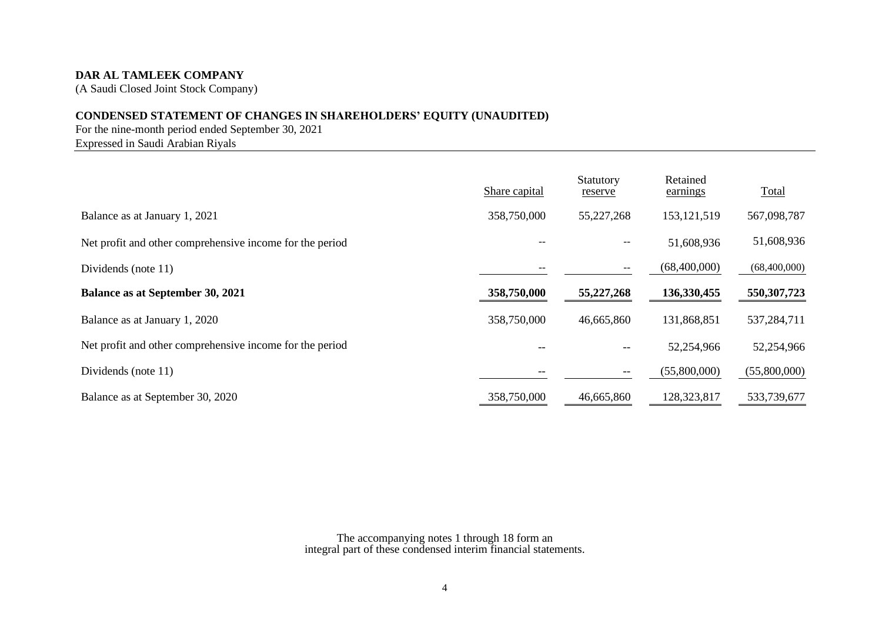**DAR AL TAMLEEK COMPANY**
(A Saudi Closed Joint Stock Company)

**CONDENSED STATEMENT OF CHANGES IN SHAREHOLDERS' EQUITY (UNAUDITED)**
For the nine-month period ended September 30, 2021
Expressed in Saudi Arabian Riyals

| | Share capital | Statutory reserve | Retained earnings | Total |
|---|---|---|---|---|
| Balance as at January 1, 2021 | 358,750,000 | 55,227,268 | 153,121,519 | 567,098,787 |
| Net profit and other comprehensive income for the period | -- | -- | 51,608,936 | 51,608,936 |
| Dividends (note 11) | -- | -- | (68,400,000) | (68,400,000) |
| **Balance as at September 30, 2021** | **358,750,000** | **55,227,268** | **136,330,455** | **550,307,723** |
| Balance as at January 1, 2020 | 358,750,000 | 46,665,860 | 131,868,851 | 537,284,711 |
| Net profit and other comprehensive income for the period | -- | -- | 52,254,966 | 52,254,966 |
| Dividends (note 11) | -- | -- | (55,800,000) | (55,800,000) |
| Balance as at September 30, 2020 | 358,750,000 | 46,665,860 | 128,323,817 | 533,739,677 |

The accompanying notes 1 through 18 form an integral part of these condensed interim financial statements.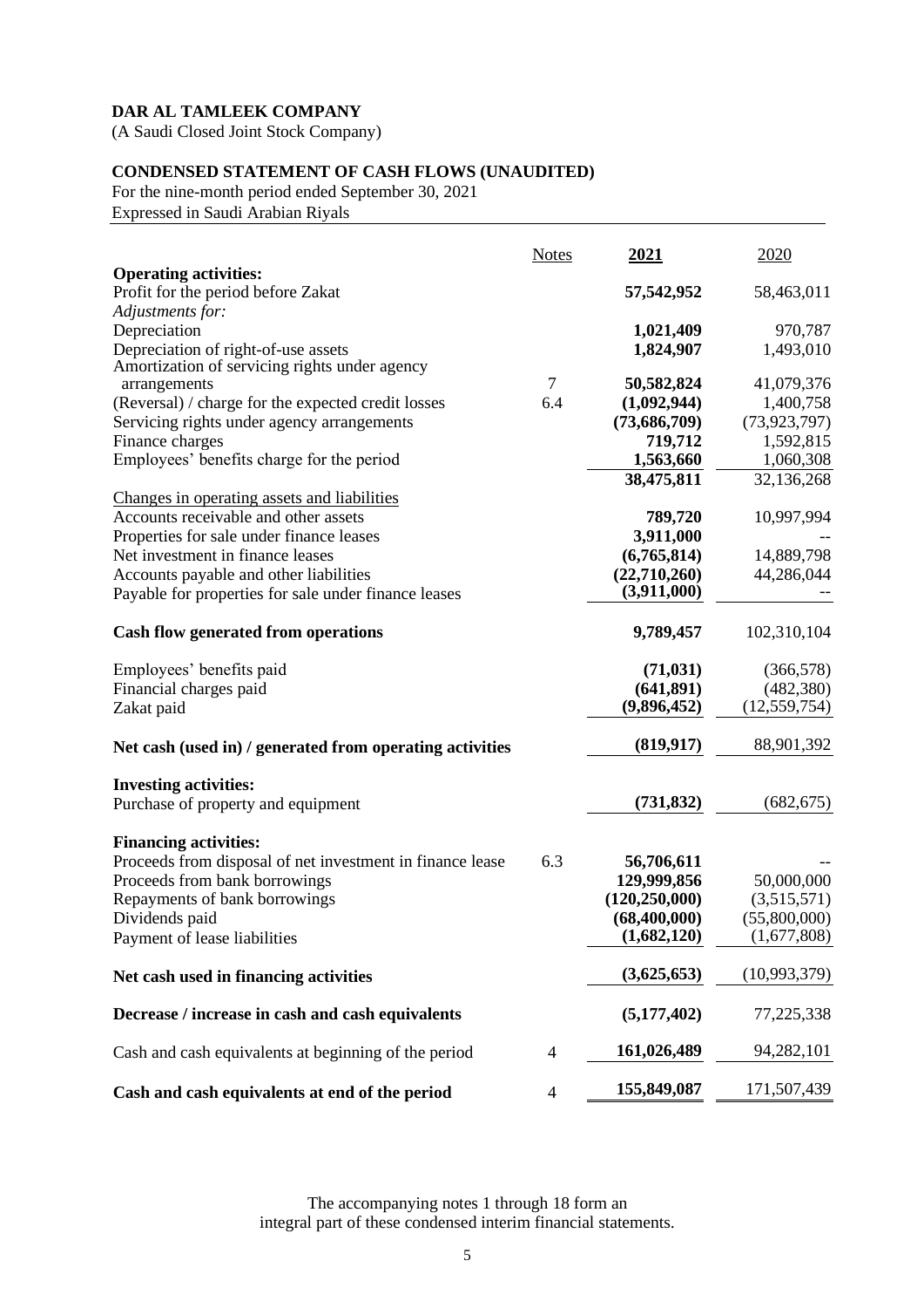**DAR AL TAMLEEK COMPANY**
(A Saudi Closed Joint Stock Company)

**CONDENSED STATEMENT OF CASH FLOWS (UNAUDITED)**
For the nine-month period ended September 30, 2021
Expressed in Saudi Arabian Riyals

| | Notes | 2021 | 2020 |
|---|---|---|---|
| **Operating activities:** | | | |
| Profit for the period before Zakat | | **57,542,952** | 58,463,011 |
| *Adjustments for:* | | | |
| Depreciation | | **1,021,409** | 970,787 |
| Depreciation of right-of-use assets | | **1,824,907** | 1,493,010 |
| Amortization of servicing rights under agency arrangements | 7 | **50,582,824** | 41,079,376 |
| (Reversal) / charge for the expected credit losses | 6.4 | **(1,092,944)** | 1,400,758 |
| Servicing rights under agency arrangements | | **(73,686,709)** | (73,923,797) |
| Finance charges | | **719,712** | 1,592,815 |
| Employees' benefits charge for the period | | **1,563,660** | 1,060,308 |
| | | **38,475,811** | 32,136,268 |
| Changes in operating assets and liabilities | | | |
| Accounts receivable and other assets | | **789,720** | 10,997,994 |
| Properties for sale under finance leases | | **3,911,000** | -- |
| Net investment in finance leases | | **(6,765,814)** | 14,889,798 |
| Accounts payable and other liabilities | | **(22,710,260)** | 44,286,044 |
| Payable for properties for sale under finance leases | | **(3,911,000)** | -- |
| **Cash flow generated from operations** | | **9,789,457** | 102,310,104 |
| Employees' benefits paid | | **(71,031)** | (366,578) |
| Financial charges paid | | **(641,891)** | (482,380) |
| Zakat paid | | **(9,896,452)** | (12,559,754) |
| **Net cash (used in) / generated from operating activities** | | **(819,917)** | 88,901,392 |
| **Investing activities:** | | | |
| Purchase of property and equipment | | **(731,832)** | (682,675) |
| **Financing activities:** | | | |
| Proceeds from disposal of net investment in finance lease | 6.3 | **56,706,611** | -- |
| Proceeds from bank borrowings | | **129,999,856** | 50,000,000 |
| Repayments of bank borrowings | | **(120,250,000)** | (3,515,571) |
| Dividends paid | | **(68,400,000)** | (55,800,000) |
| Payment of lease liabilities | | **(1,682,120)** | (1,677,808) |
| **Net cash used in financing activities** | | **(3,625,653)** | (10,993,379) |
| **Decrease / increase in cash and cash equivalents** | | **(5,177,402)** | 77,225,338 |
| Cash and cash equivalents at beginning of the period | 4 | **161,026,489** | 94,282,101 |
| **Cash and cash equivalents at end of the period** | 4 | **155,849,087** | 171,507,439 |

The accompanying notes 1 through 18 form an integral part of these condensed interim financial statements.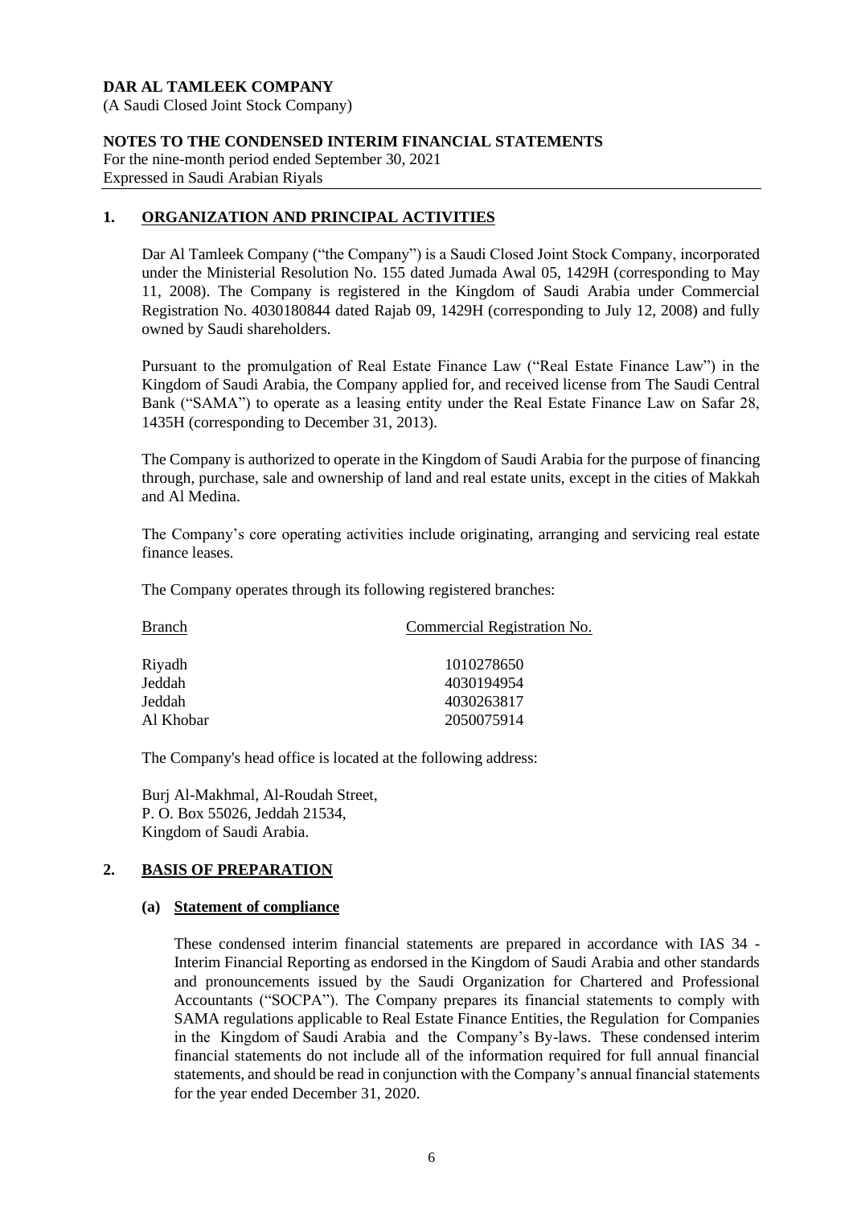**DAR AL TAMLEEK COMPANY**
(A Saudi Closed Joint Stock Company)

**NOTES TO THE CONDENSED INTERIM FINANCIAL STATEMENTS**
For the nine-month period ended September 30, 2021
Expressed in Saudi Arabian Riyals

## 1. ORGANIZATION AND PRINCIPAL ACTIVITIES

Dar Al Tamleek Company ("the Company") is a Saudi Closed Joint Stock Company, incorporated under the Ministerial Resolution No. 155 dated Jumada Awal 05, 1429H (corresponding to May 11, 2008). The Company is registered in the Kingdom of Saudi Arabia under Commercial Registration No. 4030180844 dated Rajab 09, 1429H (corresponding to July 12, 2008) and fully owned by Saudi shareholders.

Pursuant to the promulgation of Real Estate Finance Law ("Real Estate Finance Law") in the Kingdom of Saudi Arabia, the Company applied for, and received license from The Saudi Central Bank ("SAMA") to operate as a leasing entity under the Real Estate Finance Law on Safar 28, 1435H (corresponding to December 31, 2013).

The Company is authorized to operate in the Kingdom of Saudi Arabia for the purpose of financing through, purchase, sale and ownership of land and real estate units, except in the cities of Makkah and Al Medina.

The Company's core operating activities include originating, arranging and servicing real estate finance leases.

The Company operates through its following registered branches:

| Branch | Commercial Registration No. |
|---|---|
| Riyadh | 1010278650 |
| Jeddah | 4030194954 |
| Jeddah | 4030263817 |
| Al Khobar | 2050075914 |

The Company's head office is located at the following address:

Burj Al-Makhmal, Al-Roudah Street,
P. O. Box 55026, Jeddah 21534,
Kingdom of Saudi Arabia.

## 2. BASIS OF PREPARATION

### (a) Statement of compliance

These condensed interim financial statements are prepared in accordance with IAS 34 - Interim Financial Reporting as endorsed in the Kingdom of Saudi Arabia and other standards and pronouncements issued by the Saudi Organization for Chartered and Professional Accountants ("SOCPA"). The Company prepares its financial statements to comply with SAMA regulations applicable to Real Estate Finance Entities, the Regulation for Companies in the Kingdom of Saudi Arabia and the Company's By-laws. These condensed interim financial statements do not include all of the information required for full annual financial statements, and should be read in conjunction with the Company's annual financial statements for the year ended December 31, 2020.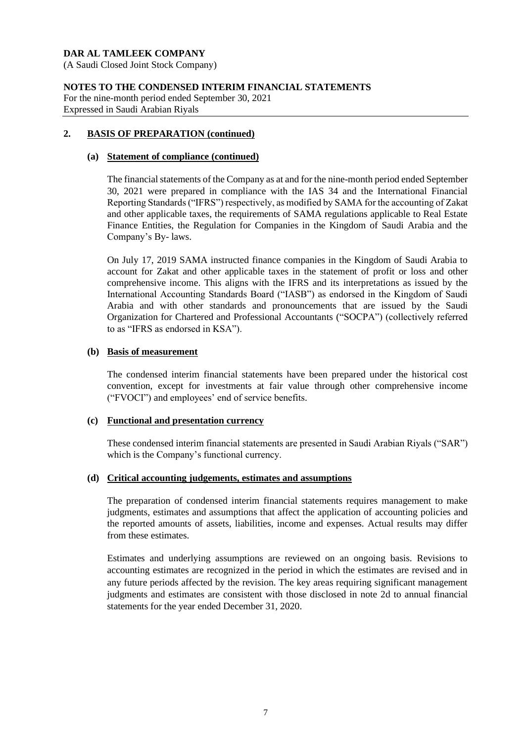## 2. BASIS OF PREPARATION (continued)

### (a) Statement of compliance (continued)

The financial statements of the Company as at and for the nine-month period ended September 30, 2021 were prepared in compliance with the IAS 34 and the International Financial Reporting Standards ("IFRS") respectively, as modified by SAMA for the accounting of Zakat and other applicable taxes, the requirements of SAMA regulations applicable to Real Estate Finance Entities, the Regulation for Companies in the Kingdom of Saudi Arabia and the Company's By- laws.

On July 17, 2019 SAMA instructed finance companies in the Kingdom of Saudi Arabia to account for Zakat and other applicable taxes in the statement of profit or loss and other comprehensive income. This aligns with the IFRS and its interpretations as issued by the International Accounting Standards Board ("IASB") as endorsed in the Kingdom of Saudi Arabia and with other standards and pronouncements that are issued by the Saudi Organization for Chartered and Professional Accountants ("SOCPA") (collectively referred to as "IFRS as endorsed in KSA").

### (b) Basis of measurement

The condensed interim financial statements have been prepared under the historical cost convention, except for investments at fair value through other comprehensive income ("FVOCI") and employees' end of service benefits.

### (c) Functional and presentation currency

These condensed interim financial statements are presented in Saudi Arabian Riyals ("SAR") which is the Company's functional currency.

### (d) Critical accounting judgements, estimates and assumptions

The preparation of condensed interim financial statements requires management to make judgments, estimates and assumptions that affect the application of accounting policies and the reported amounts of assets, liabilities, income and expenses. Actual results may differ from these estimates.

Estimates and underlying assumptions are reviewed on an ongoing basis. Revisions to accounting estimates are recognized in the period in which the estimates are revised and in any future periods affected by the revision. The key areas requiring significant management judgments and estimates are consistent with those disclosed in note 2d to annual financial statements for the year ended December 31, 2020.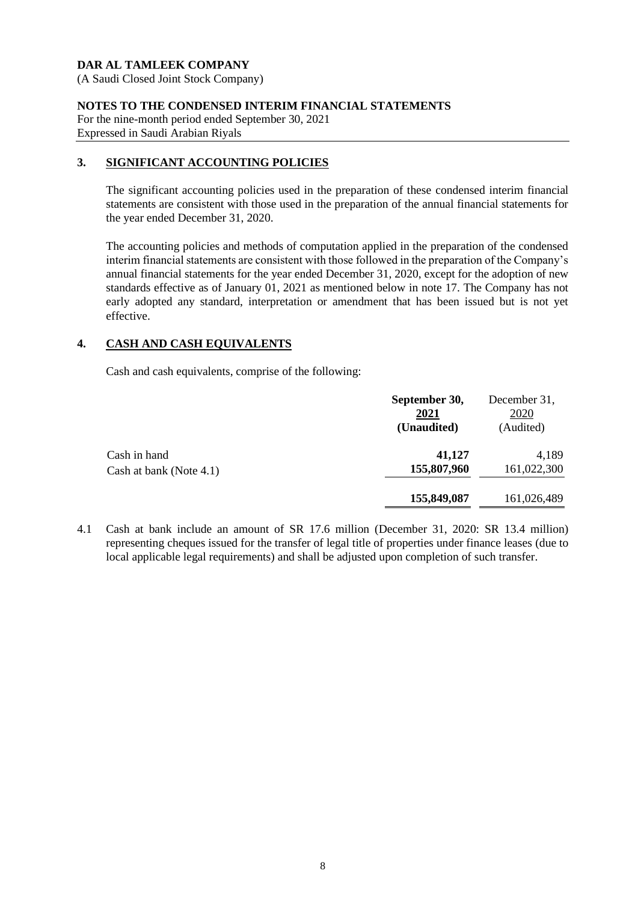**DAR AL TAMLEEK COMPANY**
(A Saudi Closed Joint Stock Company)

**NOTES TO THE CONDENSED INTERIM FINANCIAL STATEMENTS**
For the nine-month period ended September 30, 2021
Expressed in Saudi Arabian Riyals

## 3. SIGNIFICANT ACCOUNTING POLICIES

The significant accounting policies used in the preparation of these condensed interim financial statements are consistent with those used in the preparation of the annual financial statements for the year ended December 31, 2020.

The accounting policies and methods of computation applied in the preparation of the condensed interim financial statements are consistent with those followed in the preparation of the Company's annual financial statements for the year ended December 31, 2020, except for the adoption of new standards effective as of January 01, 2021 as mentioned below in note 17. The Company has not early adopted any standard, interpretation or amendment that has been issued but is not yet effective.

## 4. CASH AND CASH EQUIVALENTS

Cash and cash equivalents, comprise of the following:

| | **September 30, 2021 (Unaudited)** | December 31, 2020 (Audited) |
|---|---|---|
| Cash in hand | **41,127** | 4,189 |
| Cash at bank (Note 4.1) | **155,807,960** | 161,022,300 |
| | **155,849,087** | 161,026,489 |

4.1 Cash at bank include an amount of SR 17.6 million (December 31, 2020: SR 13.4 million) representing cheques issued for the transfer of legal title of properties under finance leases (due to local applicable legal requirements) and shall be adjusted upon completion of such transfer.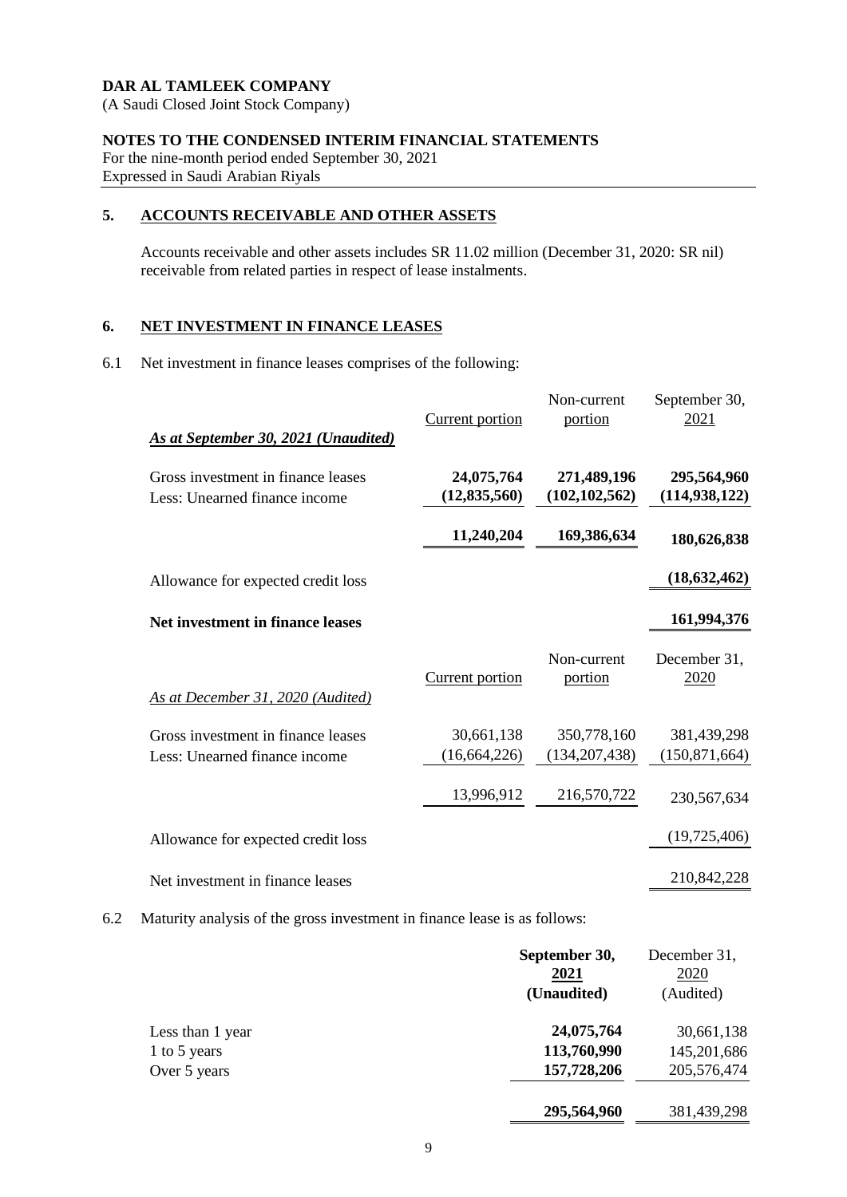**DAR AL TAMLEEK COMPANY**
(A Saudi Closed Joint Stock Company)

**NOTES TO THE CONDENSED INTERIM FINANCIAL STATEMENTS**
For the nine-month period ended September 30, 2021
Expressed in Saudi Arabian Riyals

## 5. ACCOUNTS RECEIVABLE AND OTHER ASSETS

Accounts receivable and other assets includes SR 11.02 million (December 31, 2020: SR nil) receivable from related parties in respect of lease instalments.

## 6. NET INVESTMENT IN FINANCE LEASES

6.1 Net investment in finance leases comprises of the following:

| *As at September 30, 2021 (Unaudited)* | Current portion | Non-current portion | September 30, 2021 |
|---|---|---|---|
| Gross investment in finance leases | **24,075,764** | **271,489,196** | **295,564,960** |
| Less: Unearned finance income | **(12,835,560)** | **(102,102,562)** | **(114,938,122)** |
| | **11,240,204** | **169,386,634** | **180,626,838** |
| Allowance for expected credit loss | | | **(18,632,462)** |
| **Net investment in finance leases** | | | **161,994,376** |

| *As at December 31, 2020 (Audited)* | Current portion | Non-current portion | December 31, 2020 |
|---|---|---|---|
| Gross investment in finance leases | 30,661,138 | 350,778,160 | 381,439,298 |
| Less: Unearned finance income | (16,664,226) | (134,207,438) | (150,871,664) |
| | 13,996,912 | 216,570,722 | 230,567,634 |
| Allowance for expected credit loss | | | (19,725,406) |
| Net investment in finance leases | | | 210,842,228 |

6.2 Maturity analysis of the gross investment in finance lease is as follows:

| | **September 30, 2021 (Unaudited)** | December 31, 2020 (Audited) |
|---|---|---|
| Less than 1 year | **24,075,764** | 30,661,138 |
| 1 to 5 years | **113,760,990** | 145,201,686 |
| Over 5 years | **157,728,206** | 205,576,474 |
| | **295,564,960** | 381,439,298 |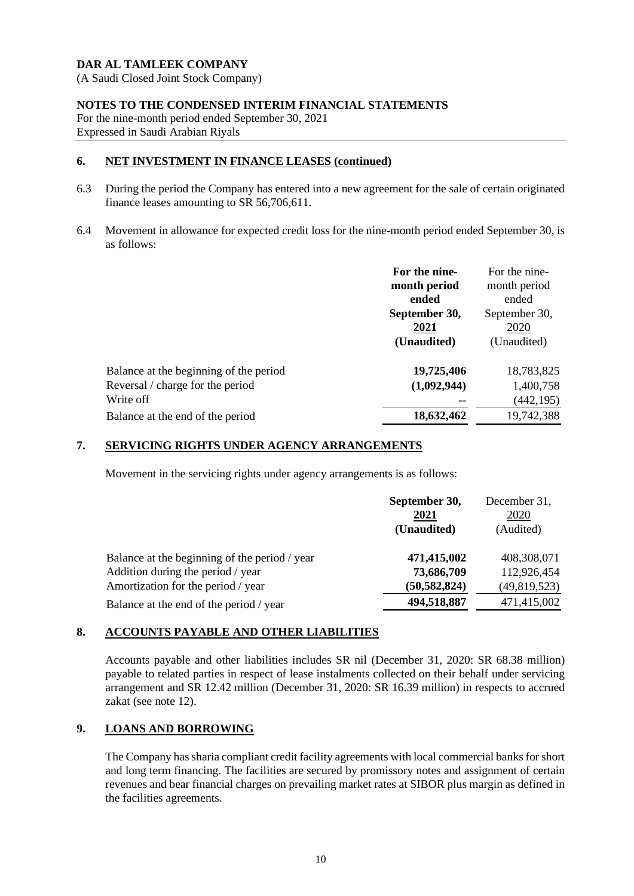**DAR AL TAMLEEK COMPANY**
(A Saudi Closed Joint Stock Company)

**NOTES TO THE CONDENSED INTERIM FINANCIAL STATEMENTS**
For the nine-month period ended September 30, 2021
Expressed in Saudi Arabian Riyals

## 6. NET INVESTMENT IN FINANCE LEASES (continued)

6.3 During the period the Company has entered into a new agreement for the sale of certain originated finance leases amounting to SR 56,706,611.

6.4 Movement in allowance for expected credit loss for the nine-month period ended September 30, is as follows:

| | **For the nine-month period ended September 30, 2021 (Unaudited)** | For the nine-month period ended September 30, 2020 (Unaudited) |
|---|---|---|
| Balance at the beginning of the period | **19,725,406** | 18,783,825 |
| Reversal / charge for the period | **(1,092,944)** | 1,400,758 |
| Write off | **--** | (442,195) |
| Balance at the end of the period | **18,632,462** | 19,742,388 |

## 7. SERVICING RIGHTS UNDER AGENCY ARRANGEMENTS

Movement in the servicing rights under agency arrangements is as follows:

| | **September 30, 2021 (Unaudited)** | December 31, 2020 (Audited) |
|---|---|---|
| Balance at the beginning of the period / year | **471,415,002** | 408,308,071 |
| Addition during the period / year | **73,686,709** | 112,926,454 |
| Amortization for the period / year | **(50,582,824)** | (49,819,523) |
| Balance at the end of the period / year | **494,518,887** | 471,415,002 |

## 8. ACCOUNTS PAYABLE AND OTHER LIABILITIES

Accounts payable and other liabilities includes SR nil (December 31, 2020: SR 68.38 million) payable to related parties in respect of lease instalments collected on their behalf under servicing arrangement and SR 12.42 million (December 31, 2020: SR 16.39 million) in respects to accrued zakat (see note 12).

## 9. LOANS AND BORROWING

The Company has sharia compliant credit facility agreements with local commercial banks for short and long term financing. The facilities are secured by promissory notes and assignment of certain revenues and bear financial charges on prevailing market rates at SIBOR plus margin as defined in the facilities agreements.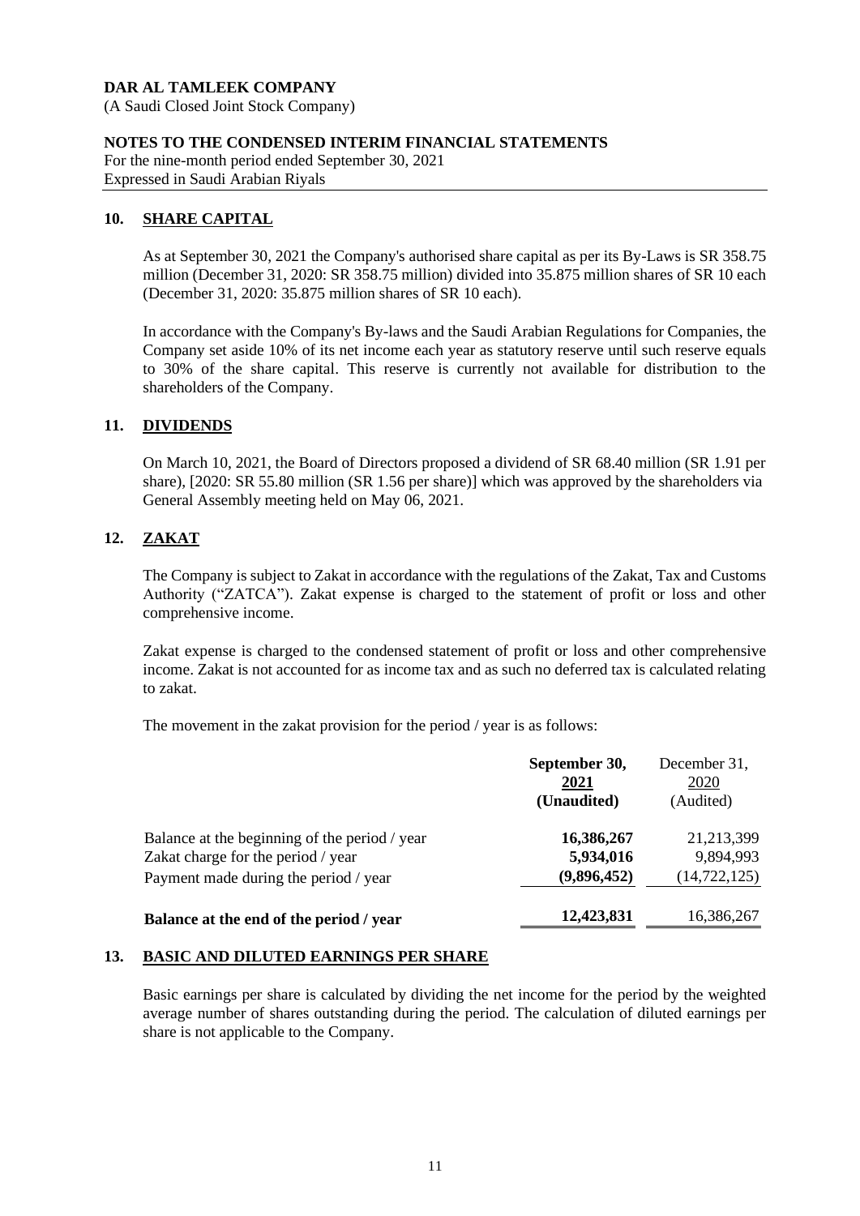**DAR AL TAMLEEK COMPANY**
(A Saudi Closed Joint Stock Company)

**NOTES TO THE CONDENSED INTERIM FINANCIAL STATEMENTS**
For the nine-month period ended September 30, 2021
Expressed in Saudi Arabian Riyals

## 10. SHARE CAPITAL

As at September 30, 2021 the Company's authorised share capital as per its By-Laws is SR 358.75 million (December 31, 2020: SR 358.75 million) divided into 35.875 million shares of SR 10 each (December 31, 2020: 35.875 million shares of SR 10 each).

In accordance with the Company's By-laws and the Saudi Arabian Regulations for Companies, the Company set aside 10% of its net income each year as statutory reserve until such reserve equals to 30% of the share capital. This reserve is currently not available for distribution to the shareholders of the Company.

## 11. DIVIDENDS

On March 10, 2021, the Board of Directors proposed a dividend of SR 68.40 million (SR 1.91 per share), [2020: SR 55.80 million (SR 1.56 per share)] which was approved by the shareholders via General Assembly meeting held on May 06, 2021.

## 12. ZAKAT

The Company is subject to Zakat in accordance with the regulations of the Zakat, Tax and Customs Authority ("ZATCA"). Zakat expense is charged to the statement of profit or loss and other comprehensive income.

Zakat expense is charged to the condensed statement of profit or loss and other comprehensive income. Zakat is not accounted for as income tax and as such no deferred tax is calculated relating to zakat.

The movement in the zakat provision for the period / year is as follows:

| | **September 30, 2021 (Unaudited)** | December 31, 2020 (Audited) |
|---|---|---|
| Balance at the beginning of the period / year | **16,386,267** | 21,213,399 |
| Zakat charge for the period / year | **5,934,016** | 9,894,993 |
| Payment made during the period / year | **(9,896,452)** | (14,722,125) |
| **Balance at the end of the period / year** | **12,423,831** | 16,386,267 |

## 13. BASIC AND DILUTED EARNINGS PER SHARE

Basic earnings per share is calculated by dividing the net income for the period by the weighted average number of shares outstanding during the period. The calculation of diluted earnings per share is not applicable to the Company.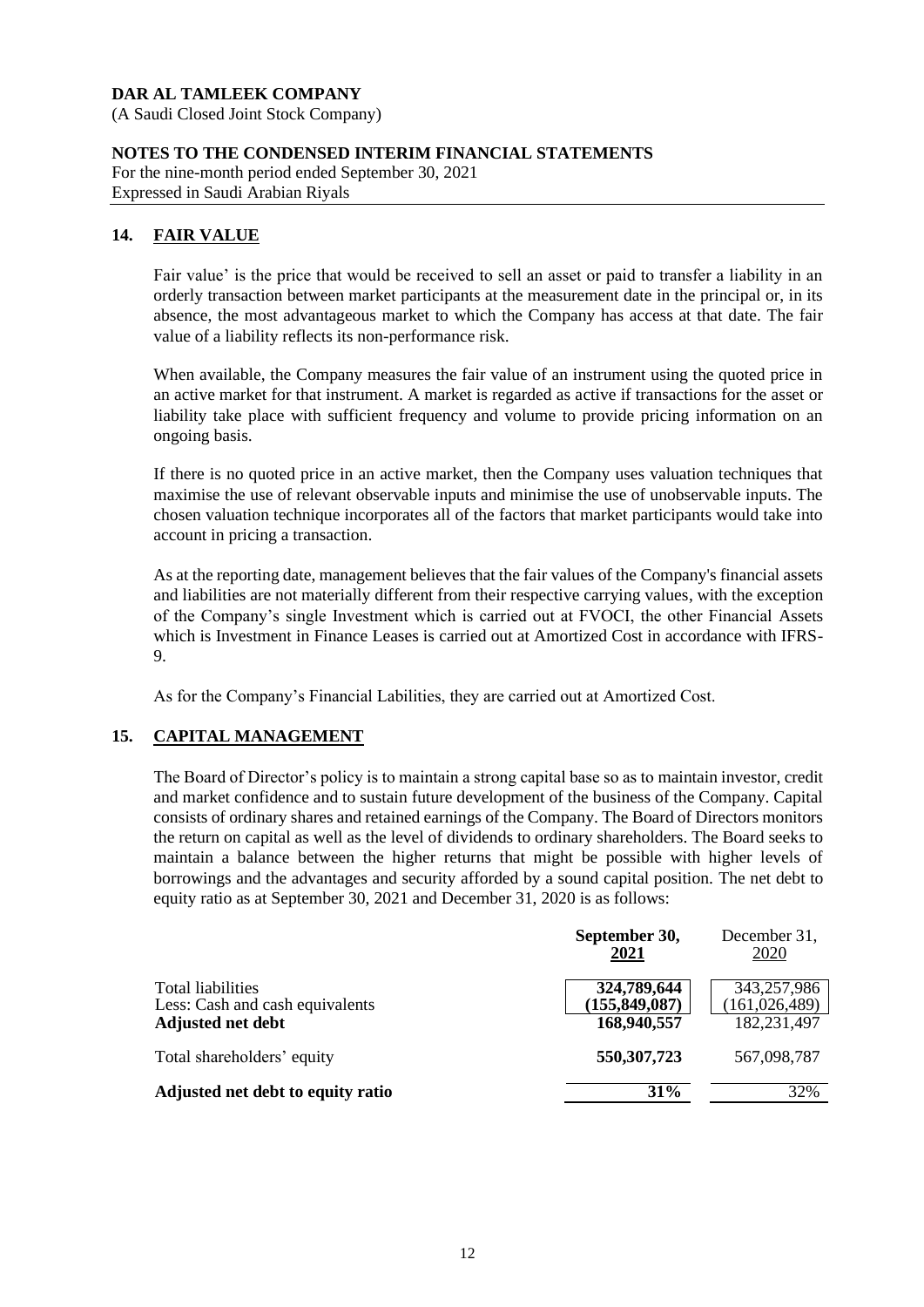**DAR AL TAMLEEK COMPANY**
(A Saudi Closed Joint Stock Company)

**NOTES TO THE CONDENSED INTERIM FINANCIAL STATEMENTS**
For the nine-month period ended September 30, 2021
Expressed in Saudi Arabian Riyals

## 14. FAIR VALUE

Fair value' is the price that would be received to sell an asset or paid to transfer a liability in an orderly transaction between market participants at the measurement date in the principal or, in its absence, the most advantageous market to which the Company has access at that date. The fair value of a liability reflects its non-performance risk.

When available, the Company measures the fair value of an instrument using the quoted price in an active market for that instrument. A market is regarded as active if transactions for the asset or liability take place with sufficient frequency and volume to provide pricing information on an ongoing basis.

If there is no quoted price in an active market, then the Company uses valuation techniques that maximise the use of relevant observable inputs and minimise the use of unobservable inputs. The chosen valuation technique incorporates all of the factors that market participants would take into account in pricing a transaction.

As at the reporting date, management believes that the fair values of the Company's financial assets and liabilities are not materially different from their respective carrying values, with the exception of the Company's single Investment which is carried out at FVOCI, the other Financial Assets which is Investment in Finance Leases is carried out at Amortized Cost in accordance with IFRS-9.

As for the Company's Financial Labilities, they are carried out at Amortized Cost.

## 15. CAPITAL MANAGEMENT

The Board of Director's policy is to maintain a strong capital base so as to maintain investor, credit and market confidence and to sustain future development of the business of the Company. Capital consists of ordinary shares and retained earnings of the Company. The Board of Directors monitors the return on capital as well as the level of dividends to ordinary shareholders. The Board seeks to maintain a balance between the higher returns that might be possible with higher levels of borrowings and the advantages and security afforded by a sound capital position. The net debt to equity ratio as at September 30, 2021 and December 31, 2020 is as follows:

| | **September 30, 2021** | December 31, 2020 |
|---|---|---|
| Total liabilities | **324,789,644** | 343,257,986 |
| Less: Cash and cash equivalents | **(155,849,087)** | (161,026,489) |
| **Adjusted net debt** | **168,940,557** | 182,231,497 |
| Total shareholders' equity | **550,307,723** | 567,098,787 |
| **Adjusted net debt to equity ratio** | **31%** | 32% |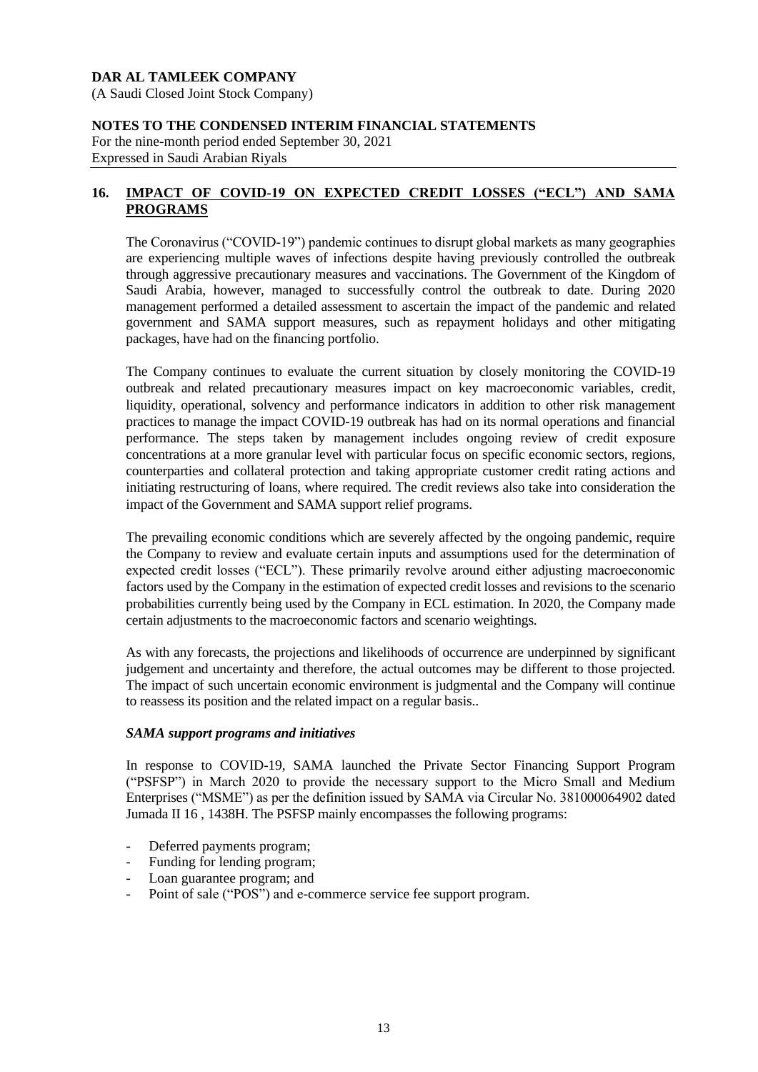## 16. IMPACT OF COVID-19 ON EXPECTED CREDIT LOSSES ("ECL") AND SAMA PROGRAMS

The Coronavirus ("COVID-19") pandemic continues to disrupt global markets as many geographies are experiencing multiple waves of infections despite having previously controlled the outbreak through aggressive precautionary measures and vaccinations. The Government of the Kingdom of Saudi Arabia, however, managed to successfully control the outbreak to date. During 2020 management performed a detailed assessment to ascertain the impact of the pandemic and related government and SAMA support measures, such as repayment holidays and other mitigating packages, have had on the financing portfolio.

The Company continues to evaluate the current situation by closely monitoring the COVID-19 outbreak and related precautionary measures impact on key macroeconomic variables, credit, liquidity, operational, solvency and performance indicators in addition to other risk management practices to manage the impact COVID-19 outbreak has had on its normal operations and financial performance. The steps taken by management includes ongoing review of credit exposure concentrations at a more granular level with particular focus on specific economic sectors, regions, counterparties and collateral protection and taking appropriate customer credit rating actions and initiating restructuring of loans, where required. The credit reviews also take into consideration the impact of the Government and SAMA support relief programs.

The prevailing economic conditions which are severely affected by the ongoing pandemic, require the Company to review and evaluate certain inputs and assumptions used for the determination of expected credit losses ("ECL"). These primarily revolve around either adjusting macroeconomic factors used by the Company in the estimation of expected credit losses and revisions to the scenario probabilities currently being used by the Company in ECL estimation. In 2020, the Company made certain adjustments to the macroeconomic factors and scenario weightings.

As with any forecasts, the projections and likelihoods of occurrence are underpinned by significant judgement and uncertainty and therefore, the actual outcomes may be different to those projected. The impact of such uncertain economic environment is judgmental and the Company will continue to reassess its position and the related impact on a regular basis..

***SAMA support programs and initiatives***

In response to COVID-19, SAMA launched the Private Sector Financing Support Program ("PSFSP") in March 2020 to provide the necessary support to the Micro Small and Medium Enterprises ("MSME") as per the definition issued by SAMA via Circular No. 381000064902 dated Jumada II 16 , 1438H. The PSFSP mainly encompasses the following programs:

- Deferred payments program;
- Funding for lending program;
- Loan guarantee program; and
- Point of sale ("POS") and e-commerce service fee support program.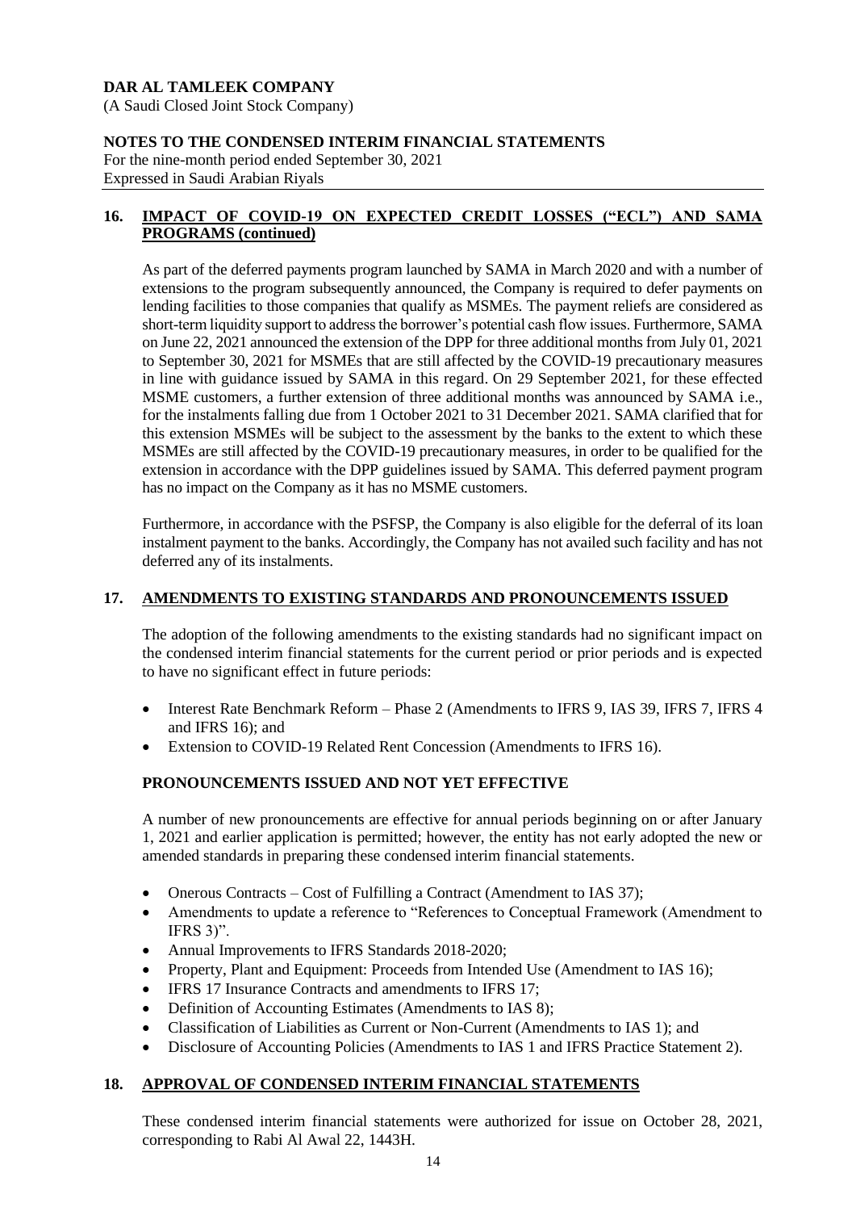## 16. IMPACT OF COVID-19 ON EXPECTED CREDIT LOSSES ("ECL") AND SAMA PROGRAMS (continued)

As part of the deferred payments program launched by SAMA in March 2020 and with a number of extensions to the program subsequently announced, the Company is required to defer payments on lending facilities to those companies that qualify as MSMEs. The payment reliefs are considered as short-term liquidity support to address the borrower's potential cash flow issues. Furthermore, SAMA on June 22, 2021 announced the extension of the DPP for three additional months from July 01, 2021 to September 30, 2021 for MSMEs that are still affected by the COVID-19 precautionary measures in line with guidance issued by SAMA in this regard. On 29 September 2021, for these effected MSME customers, a further extension of three additional months was announced by SAMA i.e., for the instalments falling due from 1 October 2021 to 31 December 2021. SAMA clarified that for this extension MSMEs will be subject to the assessment by the banks to the extent to which these MSMEs are still affected by the COVID-19 precautionary measures, in order to be qualified for the extension in accordance with the DPP guidelines issued by SAMA. This deferred payment program has no impact on the Company as it has no MSME customers.

Furthermore, in accordance with the PSFSP, the Company is also eligible for the deferral of its loan instalment payment to the banks. Accordingly, the Company has not availed such facility and has not deferred any of its instalments.

## 17. AMENDMENTS TO EXISTING STANDARDS AND PRONOUNCEMENTS ISSUED

The adoption of the following amendments to the existing standards had no significant impact on the condensed interim financial statements for the current period or prior periods and is expected to have no significant effect in future periods:

- Interest Rate Benchmark Reform – Phase 2 (Amendments to IFRS 9, IAS 39, IFRS 7, IFRS 4 and IFRS 16); and
- Extension to COVID-19 Related Rent Concession (Amendments to IFRS 16).

### PRONOUNCEMENTS ISSUED AND NOT YET EFFECTIVE

A number of new pronouncements are effective for annual periods beginning on or after January 1, 2021 and earlier application is permitted; however, the entity has not early adopted the new or amended standards in preparing these condensed interim financial statements.

- Onerous Contracts – Cost of Fulfilling a Contract (Amendment to IAS 37);
- Amendments to update a reference to "References to Conceptual Framework (Amendment to IFRS 3)".
- Annual Improvements to IFRS Standards 2018-2020;
- Property, Plant and Equipment: Proceeds from Intended Use (Amendment to IAS 16);
- IFRS 17 Insurance Contracts and amendments to IFRS 17;
- Definition of Accounting Estimates (Amendments to IAS 8);
- Classification of Liabilities as Current or Non-Current (Amendments to IAS 1); and
- Disclosure of Accounting Policies (Amendments to IAS 1 and IFRS Practice Statement 2).

## 18. APPROVAL OF CONDENSED INTERIM FINANCIAL STATEMENTS

These condensed interim financial statements were authorized for issue on October 28, 2021, corresponding to Rabi Al Awal 22, 1443H.